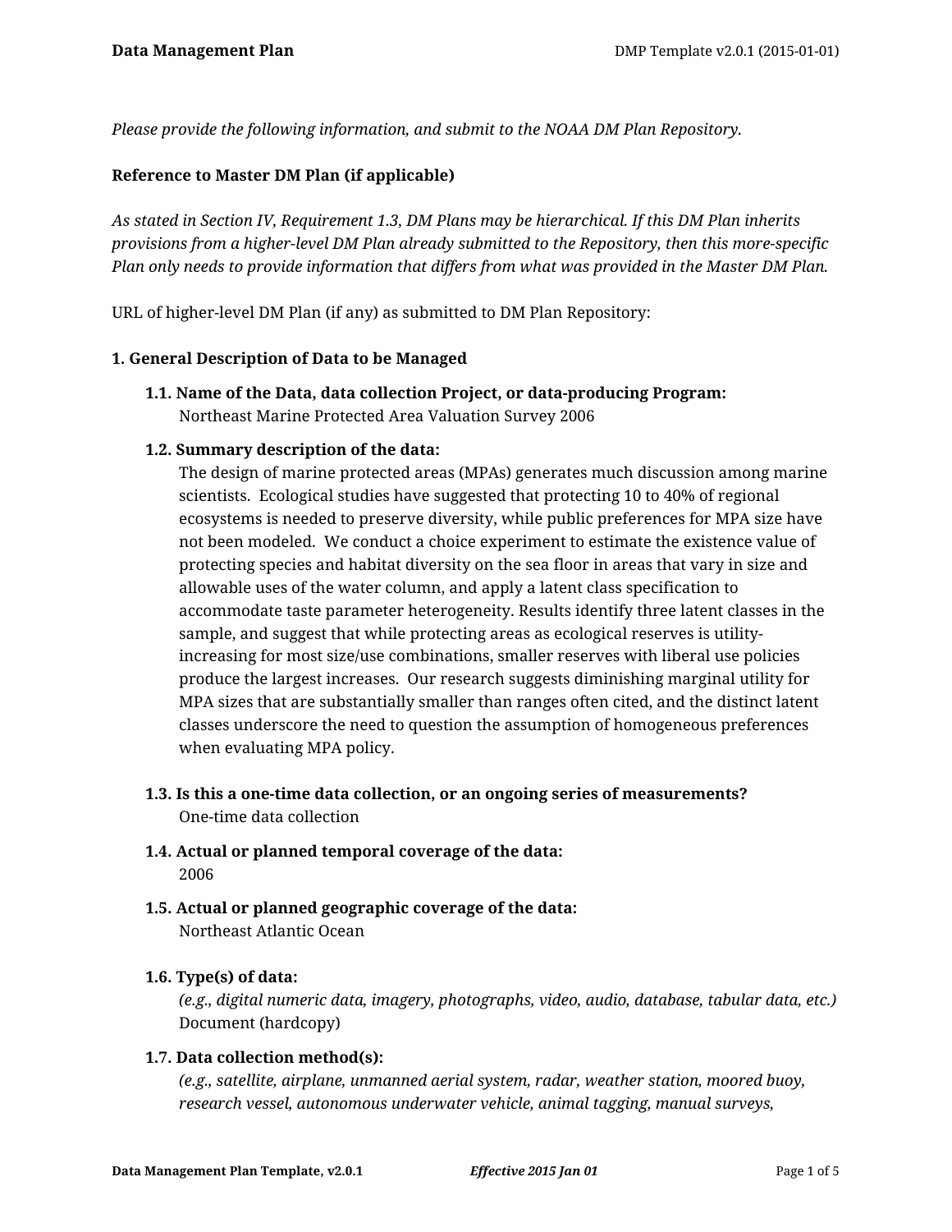*Please provide the following information, and submit to the NOAA DM Plan Repository.*

**Reference to Master DM Plan (if applicable)**

*As stated in Section IV, Requirement 1.3, DM Plans may be hierarchical. If this DM Plan inherits provisions from a higher-level DM Plan already submitted to the Repository, then this more-specific Plan only needs to provide information that differs from what was provided in the Master DM Plan.*

URL of higher-level DM Plan (if any) as submitted to DM Plan Repository:

**1. General Description of Data to be Managed**

**1.1. Name of the Data, data collection Project, or data-producing Program:**
Northeast Marine Protected Area Valuation Survey 2006

**1.2. Summary description of the data:**
The design of marine protected areas (MPAs) generates much discussion among marine scientists. Ecological studies have suggested that protecting 10 to 40% of regional ecosystems is needed to preserve diversity, while public preferences for MPA size have not been modeled. We conduct a choice experiment to estimate the existence value of protecting species and habitat diversity on the sea floor in areas that vary in size and allowable uses of the water column, and apply a latent class specification to accommodate taste parameter heterogeneity. Results identify three latent classes in the sample, and suggest that while protecting areas as ecological reserves is utility-increasing for most size/use combinations, smaller reserves with liberal use policies produce the largest increases. Our research suggests diminishing marginal utility for MPA sizes that are substantially smaller than ranges often cited, and the distinct latent classes underscore the need to question the assumption of homogeneous preferences when evaluating MPA policy.

**1.3. Is this a one-time data collection, or an ongoing series of measurements?**
One-time data collection

**1.4. Actual or planned temporal coverage of the data:**
2006

**1.5. Actual or planned geographic coverage of the data:**
Northeast Atlantic Ocean

**1.6. Type(s) of data:**
*(e.g., digital numeric data, imagery, photographs, video, audio, database, tabular data, etc.)*
Document (hardcopy)

**1.7. Data collection method(s):**
*(e.g., satellite, airplane, unmanned aerial system, radar, weather station, moored buoy, research vessel, autonomous underwater vehicle, animal tagging, manual surveys,*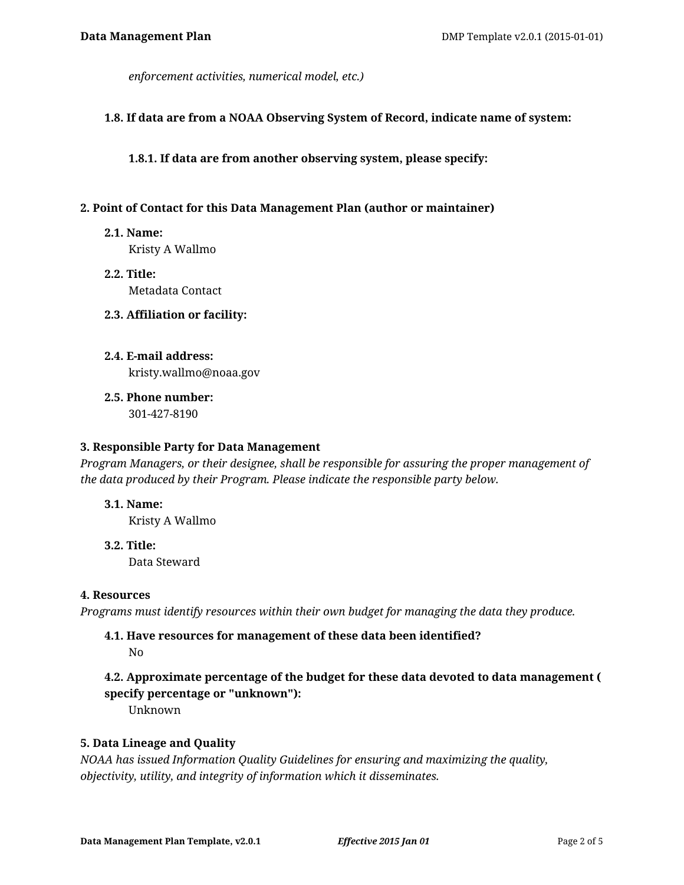*enforcement activities, numerical model, etc.)*

**1.8. If data are from a NOAA Observing System of Record, indicate name of system:**

**1.8.1. If data are from another observing system, please specify:**

## 2. Point of Contact for this Data Management Plan (author or maintainer)

**2.1. Name:**
Kristy A Wallmo

**2.2. Title:**
Metadata Contact

**2.3. Affiliation or facility:**

**2.4. E-mail address:**
kristy.wallmo@noaa.gov

**2.5. Phone number:**
301-427-8190

## 3. Responsible Party for Data Management

*Program Managers, or their designee, shall be responsible for assuring the proper management of the data produced by their Program. Please indicate the responsible party below.*

**3.1. Name:**
Kristy A Wallmo

**3.2. Title:**
Data Steward

## 4. Resources

*Programs must identify resources within their own budget for managing the data they produce.*

**4.1. Have resources for management of these data been identified?**
No

**4.2. Approximate percentage of the budget for these data devoted to data management ( specify percentage or "unknown"):**
Unknown

## 5. Data Lineage and Quality

*NOAA has issued Information Quality Guidelines for ensuring and maximizing the quality, objectivity, utility, and integrity of information which it disseminates.*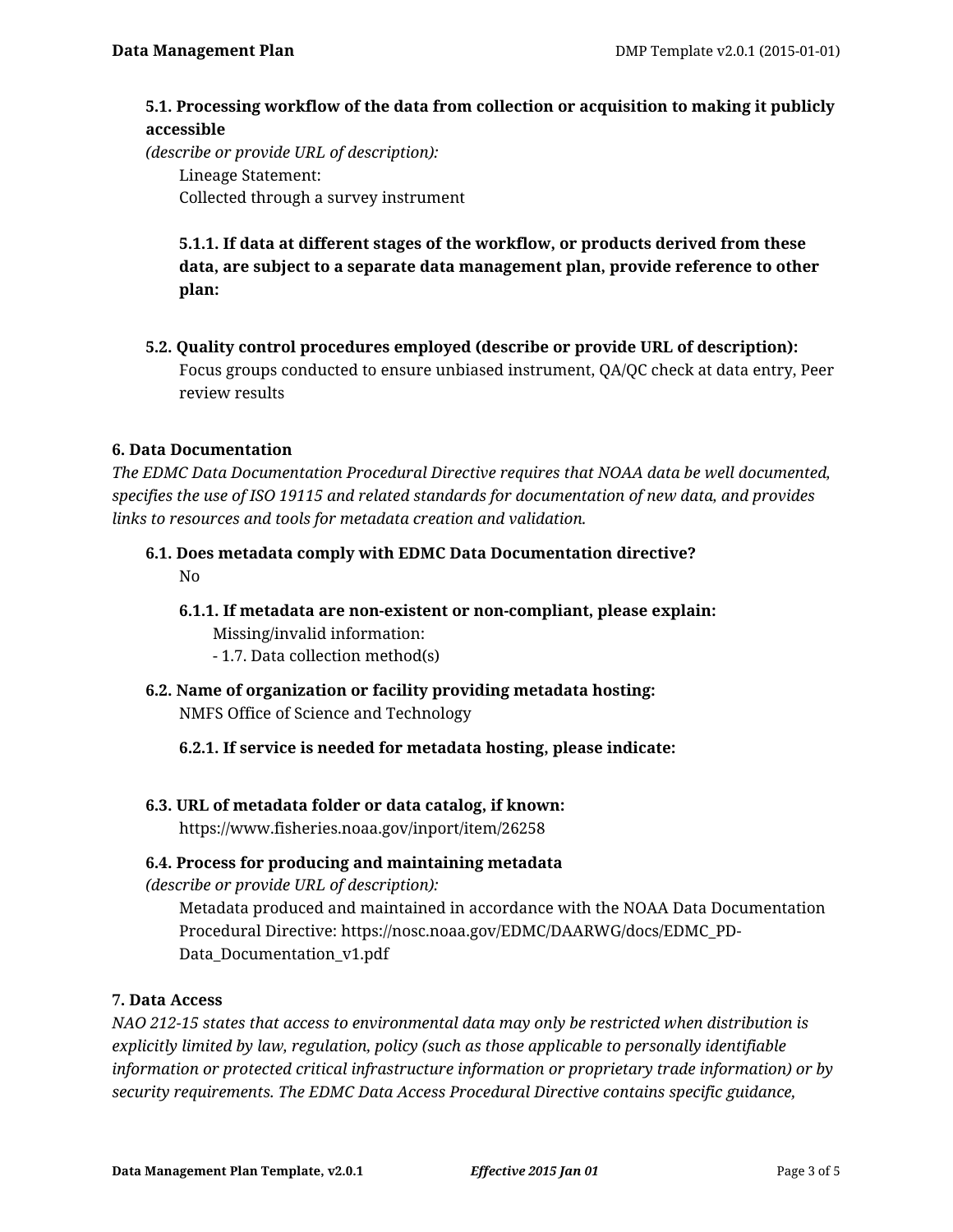**5.1. Processing workflow of the data from collection or acquisition to making it publicly accessible**

*(describe or provide URL of description):*

Lineage Statement:
Collected through a survey instrument

**5.1.1. If data at different stages of the workflow, or products derived from these data, are subject to a separate data management plan, provide reference to other plan:**

**5.2. Quality control procedures employed (describe or provide URL of description):**

Focus groups conducted to ensure unbiased instrument, QA/QC check at data entry, Peer review results

**6. Data Documentation**

*The EDMC Data Documentation Procedural Directive requires that NOAA data be well documented, specifies the use of ISO 19115 and related standards for documentation of new data, and provides links to resources and tools for metadata creation and validation.*

**6.1. Does metadata comply with EDMC Data Documentation directive?**

No

**6.1.1. If metadata are non-existent or non-compliant, please explain:**

Missing/invalid information:
- 1.7. Data collection method(s)

**6.2. Name of organization or facility providing metadata hosting:**

NMFS Office of Science and Technology

**6.2.1. If service is needed for metadata hosting, please indicate:**

**6.3. URL of metadata folder or data catalog, if known:**

https://www.fisheries.noaa.gov/inport/item/26258

**6.4. Process for producing and maintaining metadata**

*(describe or provide URL of description):*

Metadata produced and maintained in accordance with the NOAA Data Documentation Procedural Directive: https://nosc.noaa.gov/EDMC/DAARWG/docs/EDMC_PD-Data_Documentation_v1.pdf

**7. Data Access**

*NAO 212-15 states that access to environmental data may only be restricted when distribution is explicitly limited by law, regulation, policy (such as those applicable to personally identifiable information or protected critical infrastructure information or proprietary trade information) or by security requirements. The EDMC Data Access Procedural Directive contains specific guidance,*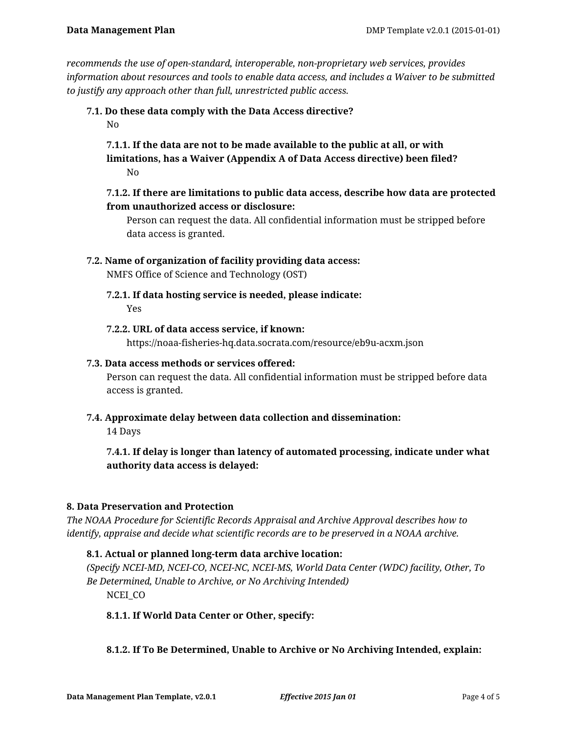*recommends the use of open-standard, interoperable, non-proprietary web services, provides information about resources and tools to enable data access, and includes a Waiver to be submitted to justify any approach other than full, unrestricted public access.*

**7.1. Do these data comply with the Data Access directive?**

No

**7.1.1. If the data are not to be made available to the public at all, or with limitations, has a Waiver (Appendix A of Data Access directive) been filed?**

No

**7.1.2. If there are limitations to public data access, describe how data are protected from unauthorized access or disclosure:**

Person can request the data. All confidential information must be stripped before data access is granted.

**7.2. Name of organization of facility providing data access:**

NMFS Office of Science and Technology (OST)

**7.2.1. If data hosting service is needed, please indicate:**

Yes

**7.2.2. URL of data access service, if known:**

https://noaa-fisheries-hq.data.socrata.com/resource/eb9u-acxm.json

**7.3. Data access methods or services offered:**

Person can request the data. All confidential information must be stripped before data access is granted.

**7.4. Approximate delay between data collection and dissemination:**

14 Days

**7.4.1. If delay is longer than latency of automated processing, indicate under what authority data access is delayed:**

## 8. Data Preservation and Protection

*The NOAA Procedure for Scientific Records Appraisal and Archive Approval describes how to identify, appraise and decide what scientific records are to be preserved in a NOAA archive.*

**8.1. Actual or planned long-term data archive location:**

*(Specify NCEI-MD, NCEI-CO, NCEI-NC, NCEI-MS, World Data Center (WDC) facility, Other, To Be Determined, Unable to Archive, or No Archiving Intended)*

NCEI_CO

**8.1.1. If World Data Center or Other, specify:**

**8.1.2. If To Be Determined, Unable to Archive or No Archiving Intended, explain:**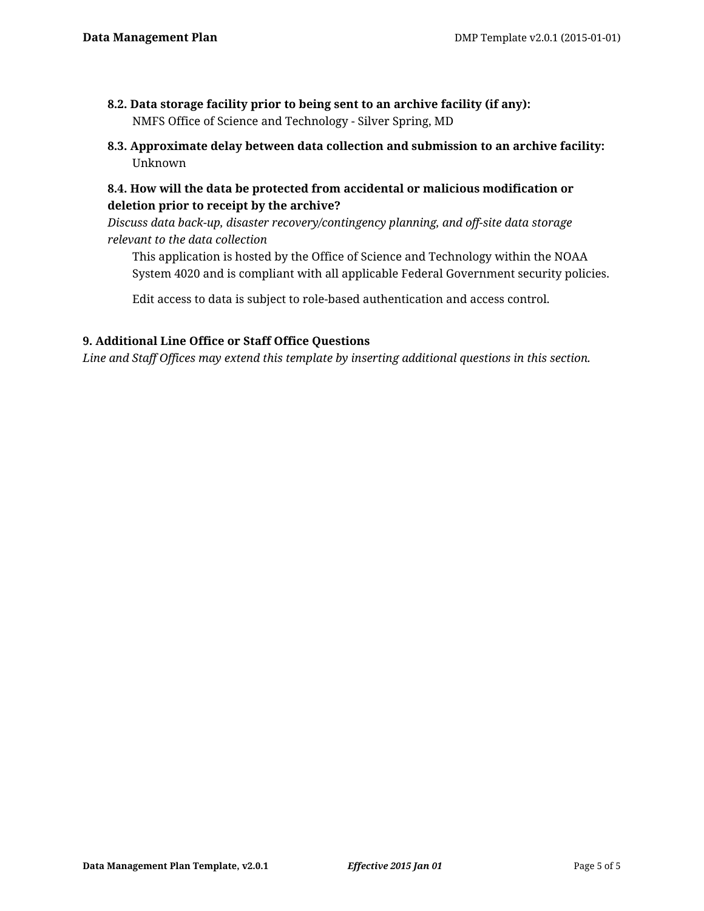**8.2. Data storage facility prior to being sent to an archive facility (if any):**

NMFS Office of Science and Technology - Silver Spring, MD

**8.3. Approximate delay between data collection and submission to an archive facility:**

Unknown

**8.4. How will the data be protected from accidental or malicious modification or deletion prior to receipt by the archive?**

*Discuss data back-up, disaster recovery/contingency planning, and off-site data storage relevant to the data collection*

This application is hosted by the Office of Science and Technology within the NOAA System 4020 and is compliant with all applicable Federal Government security policies.

Edit access to data is subject to role-based authentication and access control.

## 9. Additional Line Office or Staff Office Questions

*Line and Staff Offices may extend this template by inserting additional questions in this section.*